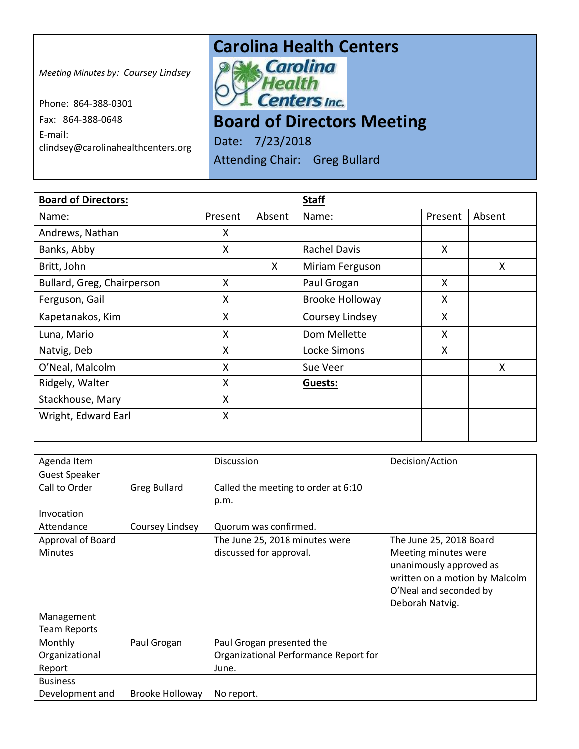Meeting Minutes by: *Coursey Lindsey*

Phone: 864-388-0301

Fax: 864-388-0648

E-mail: clindsey@carolinahealthcenters.org

# Carolina Health Centers

Carolina Health Centers Inc.

# Board of Directors Meeting

Date: 7/23/2018

Attending Chair: Greg Bullard

| **Board of Directors:** | | | **Staff** | | |
|---|---|---|---|---|---|
| Name: | Present | Absent | Name: | Present | Absent |
| Andrews, Nathan | X | | | | |
| Banks, Abby | X | | Rachel Davis | X | |
| Britt, John | | X | Miriam Ferguson | | X |
| Bullard, Greg, Chairperson | X | | Paul Grogan | X | |
| Ferguson, Gail | X | | Brooke Holloway | X | |
| Kapetanakos, Kim | X | | Coursey Lindsey | X | |
| Luna, Mario | X | | Dom Mellette | X | |
| Natvig, Deb | X | | Locke Simons | X | |
| O'Neal, Malcolm | X | | Sue Veer | | X |
| Ridgely, Walter | X | | **Guests:** | | |
| Stackhouse, Mary | X | | | | |
| Wright, Edward Earl | X | | | | |
| | | | | | |

| Agenda Item | | Discussion | Decision/Action |
|---|---|---|---|
| Guest Speaker | | | |
| Call to Order | Greg Bullard | Called the meeting to order at 6:10 p.m. | |
| Invocation | | | |
| Attendance | Coursey Lindsey | Quorum was confirmed. | |
| Approval of Board Minutes | | The June 25, 2018 minutes were discussed for approval. | The June 25, 2018 Board Meeting minutes were unanimously approved as written on a motion by Malcolm O'Neal and seconded by Deborah Natvig. |
| Management Team Reports | | | |
| Monthly Organizational Report | Paul Grogan | Paul Grogan presented the Organizational Performance Report for June. | |
| Business Development and | Brooke Holloway | No report. | |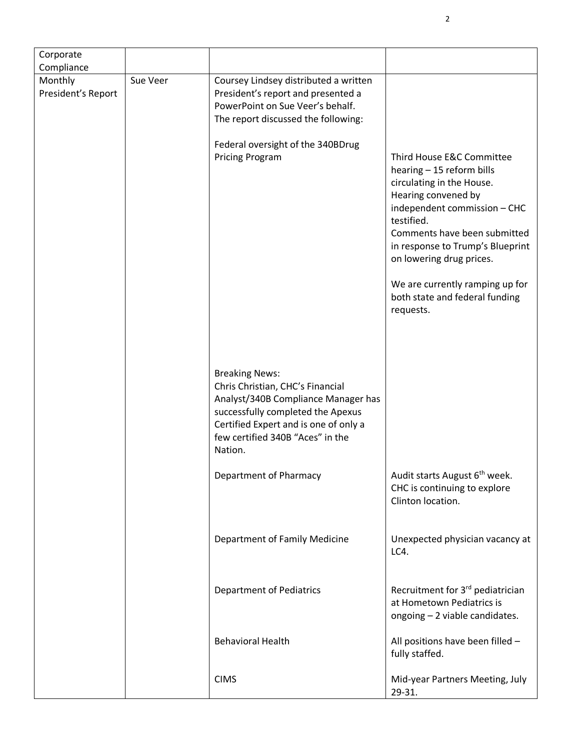| Corporate Compliance | | | |
|---|---|---|---|
| Monthly President's Report | Sue Veer | Coursey Lindsey distributed a written President's report and presented a PowerPoint on Sue Veer's behalf. The report discussed the following: | |
| | | Federal oversight of the 340BDrug Pricing Program | Third House E&C Committee hearing – 15 reform bills circulating in the House. Hearing convened by independent commission – CHC testified. Comments have been submitted in response to Trump's Blueprint on lowering drug prices. We are currently ramping up for both state and federal funding requests. |
| | | Breaking News: Chris Christian, CHC's Financial Analyst/340B Compliance Manager has successfully completed the Apexus Certified Expert and is one of only a few certified 340B "Aces" in the Nation. | |
| | | Department of Pharmacy | Audit starts August 6th week. CHC is continuing to explore Clinton location. |
| | | Department of Family Medicine | Unexpected physician vacancy at LC4. |
| | | Department of Pediatrics | Recruitment for 3rd pediatrician at Hometown Pediatrics is ongoing – 2 viable candidates. |
| | | Behavioral Health | All positions have been filled – fully staffed. |
| | | CIMS | Mid-year Partners Meeting, July 29-31. |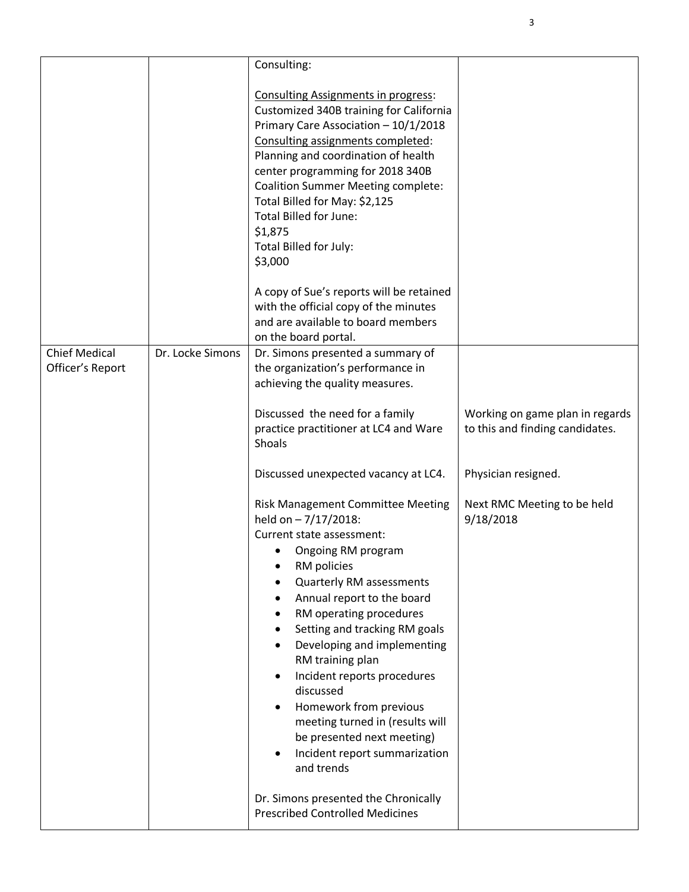| | | | |
|---|---|---|---|
| | | Consulting:<br><br><u>Consulting Assignments in progress</u>:<br>Customized 340B training for California Primary Care Association – 10/1/2018<br><u>Consulting assignments completed</u>:<br>Planning and coordination of health center programming for 2018 340B Coalition Summer Meeting complete:<br>Total Billed for May: $2,125<br>Total Billed for June:<br>$1,875<br>Total Billed for July:<br>$3,000<br><br>A copy of Sue's reports will be retained with the official copy of the minutes and are available to board members on the board portal. | |
| Chief Medical Officer's Report | Dr. Locke Simons | Dr. Simons presented a summary of the organization's performance in achieving the quality measures.<br><br>Discussed the need for a family practice practitioner at LC4 and Ware Shoals<br><br>Discussed unexpected vacancy at LC4.<br><br>Risk Management Committee Meeting held on – 7/17/2018:<br>Current state assessment:<br>• Ongoing RM program<br>• RM policies<br>• Quarterly RM assessments<br>• Annual report to the board<br>• RM operating procedures<br>• Setting and tracking RM goals<br>• Developing and implementing RM training plan<br>• Incident reports procedures discussed<br>• Homework from previous meeting turned in (results will be presented next meeting)<br>• Incident report summarization and trends<br><br>Dr. Simons presented the Chronically Prescribed Controlled Medicines | <br><br><br><br>Working on game plan in regards to this and finding candidates.<br><br><br>Physician resigned.<br><br>Next RMC Meeting to be held 9/18/2018 |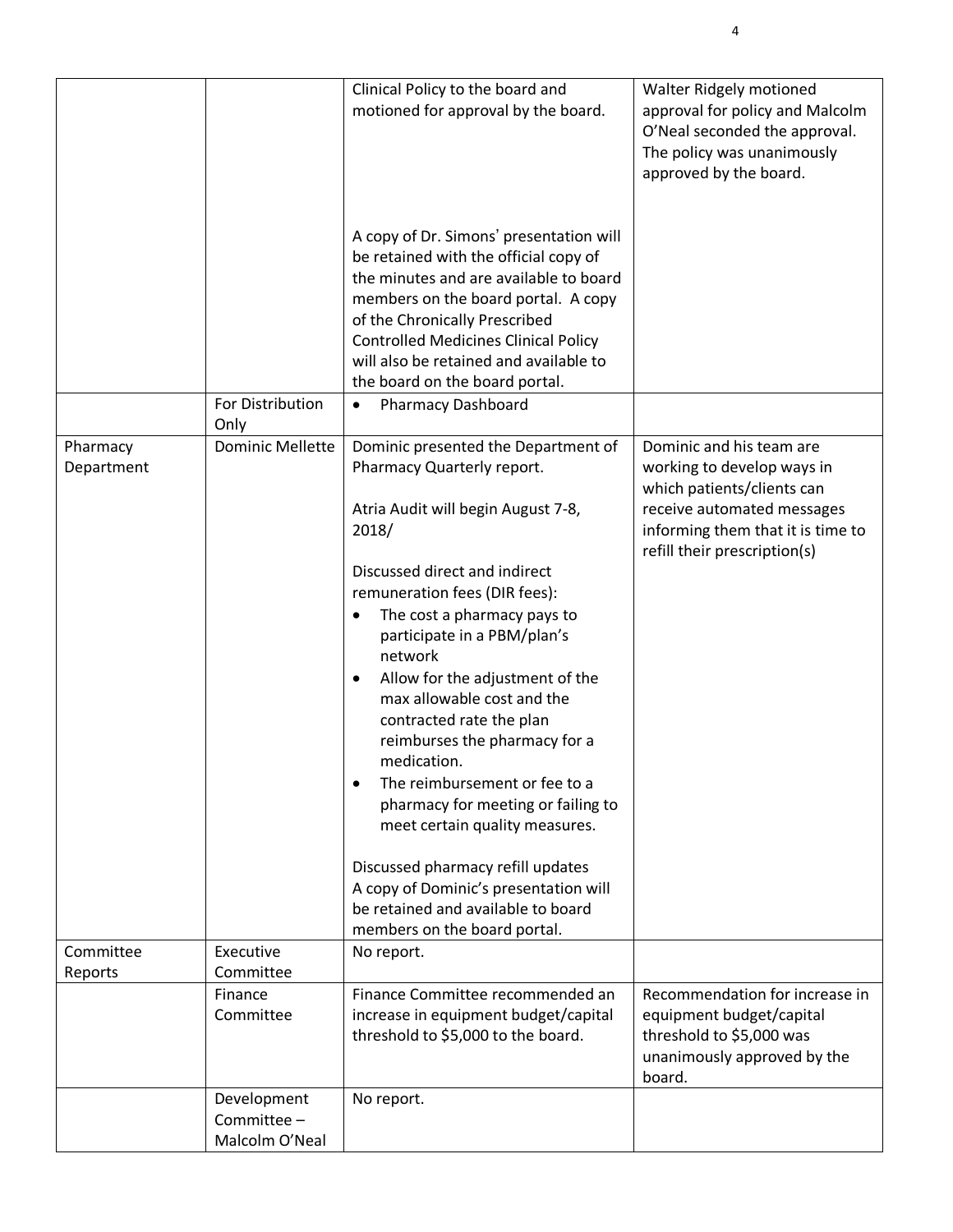| | | | |
|---|---|---|---|
| | | Clinical Policy to the board and motioned for approval by the board.<br><br>A copy of Dr. Simons' presentation will be retained with the official copy of the minutes and are available to board members on the board portal. A copy of the Chronically Prescribed Controlled Medicines Clinical Policy will also be retained and available to the board on the board portal. | Walter Ridgely motioned approval for policy and Malcolm O'Neal seconded the approval. The policy was unanimously approved by the board. |
| | For Distribution Only | • Pharmacy Dashboard | |
| Pharmacy Department | Dominic Mellette | Dominic presented the Department of Pharmacy Quarterly report.<br><br>Atria Audit will begin August 7-8, 2018/<br><br>Discussed direct and indirect remuneration fees (DIR fees):<br>• The cost a pharmacy pays to participate in a PBM/plan's network<br>• Allow for the adjustment of the max allowable cost and the contracted rate the plan reimburses the pharmacy for a medication.<br>• The reimbursement or fee to a pharmacy for meeting or failing to meet certain quality measures.<br><br>Discussed pharmacy refill updates<br>A copy of Dominic's presentation will be retained and available to board members on the board portal. | Dominic and his team are working to develop ways in which patients/clients can receive automated messages informing them that it is time to refill their prescription(s) |
| Committee Reports | Executive Committee | No report. | |
| | Finance Committee | Finance Committee recommended an increase in equipment budget/capital threshold to $5,000 to the board. | Recommendation for increase in equipment budget/capital threshold to $5,000 was unanimously approved by the board. |
| | Development Committee – Malcolm O'Neal | No report. | |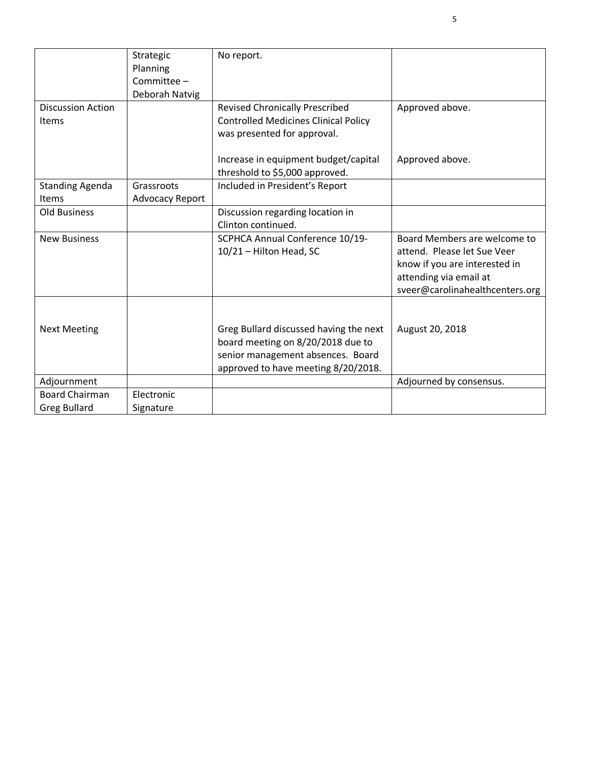| | | | |
|---|---|---|---|
| | Strategic Planning Committee – Deborah Natvig | No report. | |
| Discussion Action Items | | Revised Chronically Prescribed Controlled Medicines Clinical Policy was presented for approval.<br><br>Increase in equipment budget/capital threshold to $5,000 approved. | Approved above.<br><br>Approved above. |
| Standing Agenda Items | Grassroots Advocacy Report | Included in President's Report | |
| Old Business | | Discussion regarding location in Clinton continued. | |
| New Business | | SCPHCA Annual Conference 10/19-10/21 – Hilton Head, SC | Board Members are welcome to attend. Please let Sue Veer know if you are interested in attending via email at sveer@carolinahealthcenters.org |
| Next Meeting | | Greg Bullard discussed having the next board meeting on 8/20/2018 due to senior management absences. Board approved to have meeting 8/20/2018. | August 20, 2018 |
| Adjournment | | | Adjourned by consensus. |
| Board Chairman Greg Bullard | Electronic Signature | | |